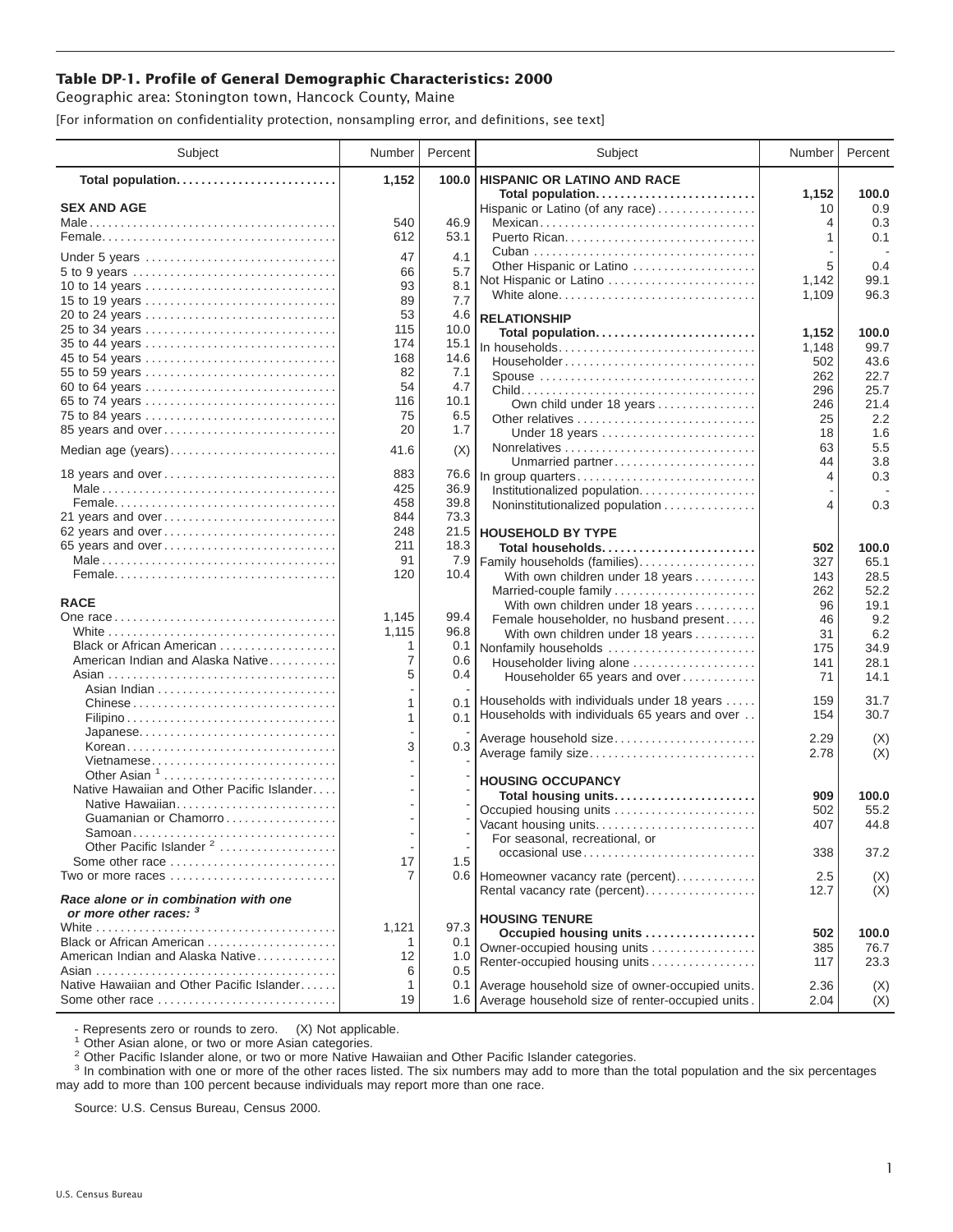**Table DP-1. Profile of General Demographic Characteristics: 2000**

Geographic area: Stonington town, Hancock County, Maine

[For information on confidentiality protection, nonsampling error, and definitions, see text]

| Subject | Number | Percent |
|---|---|---|
| **Total population** | **1,152** | **100.0** |
| **SEX AND AGE** | | |
| Male | 540 | 46.9 |
| Female | 612 | 53.1 |
| Under 5 years | 47 | 4.1 |
| 5 to 9 years | 66 | 5.7 |
| 10 to 14 years | 93 | 8.1 |
| 15 to 19 years | 89 | 7.7 |
| 20 to 24 years | 53 | 4.6 |
| 25 to 34 years | 115 | 10.0 |
| 35 to 44 years | 174 | 15.1 |
| 45 to 54 years | 168 | 14.6 |
| 55 to 59 years | 82 | 7.1 |
| 60 to 64 years | 54 | 4.7 |
| 65 to 74 years | 116 | 10.1 |
| 75 to 84 years | 75 | 6.5 |
| 85 years and over | 20 | 1.7 |
| Median age (years) | 41.6 | (X) |
| 18 years and over | 883 | 76.6 |
| Male | 425 | 36.9 |
| Female | 458 | 39.8 |
| 21 years and over | 844 | 73.3 |
| 62 years and over | 248 | 21.5 |
| 65 years and over | 211 | 18.3 |
| Male | 91 | 7.9 |
| Female | 120 | 10.4 |
| **RACE** | | |
| One race | 1,145 | 99.4 |
| White | 1,115 | 96.8 |
| Black or African American | 1 | 0.1 |
| American Indian and Alaska Native | 7 | 0.6 |
| Asian | 5 | 0.4 |
| Asian Indian | - | - |
| Chinese | 1 | 0.1 |
| Filipino | 1 | 0.1 |
| Japanese | - | - |
| Korean | 3 | 0.3 |
| Vietnamese | - | - |
| Other Asian [1] | - | - |
| Native Hawaiian and Other Pacific Islander | - | - |
| Native Hawaiian | - | - |
| Guamanian or Chamorro | - | - |
| Samoan | - | - |
| Other Pacific Islander [2] | - | - |
| Some other race | 17 | 1.5 |
| Two or more races | 7 | 0.6 |
| ***Race alone or in combination with one or more other races:*** [3] | | |
| White | 1,121 | 97.3 |
| Black or African American | 1 | 0.1 |
| American Indian and Alaska Native | 12 | 1.0 |
| Asian | 6 | 0.5 |
| Native Hawaiian and Other Pacific Islander | 1 | 0.1 |
| Some other race | 19 | 1.6 |
| **HISPANIC OR LATINO AND RACE** | | |
| **Total population** | **1,152** | **100.0** |
| Hispanic or Latino (of any race) | 10 | 0.9 |
| Mexican | 4 | 0.3 |
| Puerto Rican | 1 | 0.1 |
| Cuban | - | - |
| Other Hispanic or Latino | 5 | 0.4 |
| Not Hispanic or Latino | 1,142 | 99.1 |
| White alone | 1,109 | 96.3 |
| **RELATIONSHIP** | | |
| **Total population** | **1,152** | **100.0** |
| In households | 1,148 | 99.7 |
| Householder | 502 | 43.6 |
| Spouse | 262 | 22.7 |
| Child | 296 | 25.7 |
| Own child under 18 years | 246 | 21.4 |
| Other relatives | 25 | 2.2 |
| Under 18 years | 18 | 1.6 |
| Nonrelatives | 63 | 5.5 |
| Unmarried partner | 44 | 3.8 |
| In group quarters | 4 | 0.3 |
| Institutionalized population | - | - |
| Noninstitutionalized population | 4 | 0.3 |
| **HOUSEHOLD BY TYPE** | | |
| **Total households** | **502** | **100.0** |
| Family households (families) | 327 | 65.1 |
| With own children under 18 years | 143 | 28.5 |
| Married-couple family | 262 | 52.2 |
| With own children under 18 years | 96 | 19.1 |
| Female householder, no husband present | 46 | 9.2 |
| With own children under 18 years | 31 | 6.2 |
| Nonfamily households | 175 | 34.9 |
| Householder living alone | 141 | 28.1 |
| Householder 65 years and over | 71 | 14.1 |
| Households with individuals under 18 years | 159 | 31.7 |
| Households with individuals 65 years and over | 154 | 30.7 |
| Average household size | 2.29 | (X) |
| Average family size | 2.78 | (X) |
| **HOUSING OCCUPANCY** | | |
| **Total housing units** | **909** | **100.0** |
| Occupied housing units | 502 | 55.2 |
| Vacant housing units | 407 | 44.8 |
| For seasonal, recreational, or occasional use | 338 | 37.2 |
| Homeowner vacancy rate (percent) | 2.5 | (X) |
| Rental vacancy rate (percent) | 12.7 | (X) |
| **HOUSING TENURE** | | |
| **Occupied housing units** | **502** | **100.0** |
| Owner-occupied housing units | 385 | 76.7 |
| Renter-occupied housing units | 117 | 23.3 |
| Average household size of owner-occupied units | 2.36 | (X) |
| Average household size of renter-occupied units | 2.04 | (X) |

- Represents zero or rounds to zero. (X) Not applicable.

[1] Other Asian alone, or two or more Asian categories.

[2] Other Pacific Islander alone, or two or more Native Hawaiian and Other Pacific Islander categories.

[3] In combination with one or more of the other races listed. The six numbers may add to more than the total population and the six percentages may add to more than 100 percent because individuals may report more than one race.

Source: U.S. Census Bureau, Census 2000.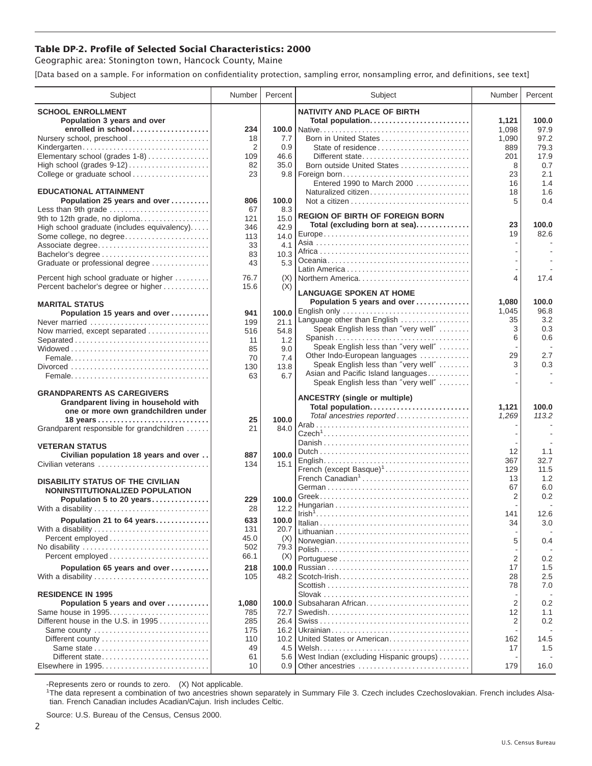# Table DP-2. Profile of Selected Social Characteristics: 2000

Geographic area: Stonington town, Hancock County, Maine

[Data based on a sample. For information on confidentiality protection, sampling error, nonsampling error, and definitions, see text]

| Subject | Number | Percent |
|---|---|---|
| **SCHOOL ENROLLMENT** | | |
| **Population 3 years and over enrolled in school** | **234** | **100.0** |
| Nursery school, preschool | 18 | 7.7 |
| Kindergarten | 2 | 0.9 |
| Elementary school (grades 1-8) | 109 | 46.6 |
| High school (grades 9-12) | 82 | 35.0 |
| College or graduate school | 23 | 9.8 |
| **EDUCATIONAL ATTAINMENT** | | |
| **Population 25 years and over** | **806** | **100.0** |
| Less than 9th grade | 67 | 8.3 |
| 9th to 12th grade, no diploma | 121 | 15.0 |
| High school graduate (includes equivalency) | 346 | 42.9 |
| Some college, no degree | 113 | 14.0 |
| Associate degree | 33 | 4.1 |
| Bachelor's degree | 83 | 10.3 |
| Graduate or professional degree | 43 | 5.3 |
| Percent high school graduate or higher | 76.7 | (X) |
| Percent bachelor's degree or higher | 15.6 | (X) |
| **MARITAL STATUS** | | |
| **Population 15 years and over** | **941** | **100.0** |
| Never married | 199 | 21.1 |
| Now married, except separated | 516 | 54.8 |
| Separated | 11 | 1.2 |
| Widowed | 85 | 9.0 |
| Female | 70 | 7.4 |
| Divorced | 130 | 13.8 |
| Female | 63 | 6.7 |
| **GRANDPARENTS AS CAREGIVERS** | | |
| **Grandparent living in household with one or more own grandchildren under 18 years** | **25** | **100.0** |
| Grandparent responsible for grandchildren | 21 | 84.0 |
| **VETERAN STATUS** | | |
| **Civilian population 18 years and over** | **887** | **100.0** |
| Civilian veterans | 134 | 15.1 |
| **DISABILITY STATUS OF THE CIVILIAN NONINSTITUTIONALIZED POPULATION** | | |
| **Population 5 to 20 years** | **229** | **100.0** |
| With a disability | 28 | 12.2 |
| **Population 21 to 64 years** | **633** | **100.0** |
| With a disability | 131 | 20.7 |
| Percent employed | 45.0 | (X) |
| No disability | 502 | 79.3 |
| Percent employed | 66.1 | (X) |
| **Population 65 years and over** | **218** | **100.0** |
| With a disability | 105 | 48.2 |
| **RESIDENCE IN 1995** | | |
| **Population 5 years and over** | **1,080** | **100.0** |
| Same house in 1995 | 785 | 72.7 |
| Different house in the U.S. in 1995 | 285 | 26.4 |
| Same county | 175 | 16.2 |
| Different county | 110 | 10.2 |
| Same state | 49 | 4.5 |
| Different state | 61 | 5.6 |
| Elsewhere in 1995 | 10 | 0.9 |

| Subject | Number | Percent |
|---|---|---|
| **NATIVITY AND PLACE OF BIRTH** | | |
| **Total population** | **1,121** | **100.0** |
| Native | 1,098 | 97.9 |
| Born in United States | 1,090 | 97.2 |
| State of residence | 889 | 79.3 |
| Different state | 201 | 17.9 |
| Born outside United States | 8 | 0.7 |
| Foreign born | 23 | 2.1 |
| Entered 1990 to March 2000 | 16 | 1.4 |
| Naturalized citizen | 18 | 1.6 |
| Not a citizen | 5 | 0.4 |
| **REGION OF BIRTH OF FOREIGN BORN** | | |
| **Total (excluding born at sea)** | **23** | **100.0** |
| Europe | 19 | 82.6 |
| Asia | - | - |
| Africa | - | - |
| Oceania | - | - |
| Latin America | - | - |
| Northern America | 4 | 17.4 |
| **LANGUAGE SPOKEN AT HOME** | | |
| **Population 5 years and over** | **1,080** | **100.0** |
| English only | 1,045 | 96.8 |
| Language other than English | 35 | 3.2 |
| Speak English less than "very well" | 3 | 0.3 |
| Spanish | 6 | 0.6 |
| Speak English less than "very well" | - | - |
| Other Indo-European languages | 29 | 2.7 |
| Speak English less than "very well" | 3 | 0.3 |
| Asian and Pacific Island languages | - | - |
| Speak English less than "very well" | - | - |
| **ANCESTRY (single or multiple)** | | |
| **Total population** | **1,121** | **100.0** |
| *Total ancestries reported* | *1,269* | *113.2* |
| Arab | - | - |
| Czech[1] | - | - |
| Danish | - | - |
| Dutch | 12 | 1.1 |
| English | 367 | 32.7 |
| French (except Basque)[1] | 129 | 11.5 |
| French Canadian[1] | 13 | 1.2 |
| German | 67 | 6.0 |
| Greek | 2 | 0.2 |
| Hungarian | - | - |
| Irish[1] | 141 | 12.6 |
| Italian | 34 | 3.0 |
| Lithuanian | - | - |
| Norwegian | 5 | 0.4 |
| Polish | - | - |
| Portuguese | 2 | 0.2 |
| Russian | 17 | 1.5 |
| Scotch-Irish | 28 | 2.5 |
| Scottish | 78 | 7.0 |
| Slovak | - | - |
| Subsaharan African | 2 | 0.2 |
| Swedish | 12 | 1.1 |
| Swiss | 2 | 0.2 |
| Ukrainian | - | - |
| United States or American | 162 | 14.5 |
| Welsh | 17 | 1.5 |
| West Indian (excluding Hispanic groups) | - | - |
| Other ancestries | 179 | 16.0 |

-Represents zero or rounds to zero. (X) Not applicable.

[1]The data represent a combination of two ancestries shown separately in Summary File 3. Czech includes Czechoslovakian. French includes Alsatian. French Canadian includes Acadian/Cajun. Irish includes Celtic.

Source: U.S. Bureau of the Census, Census 2000.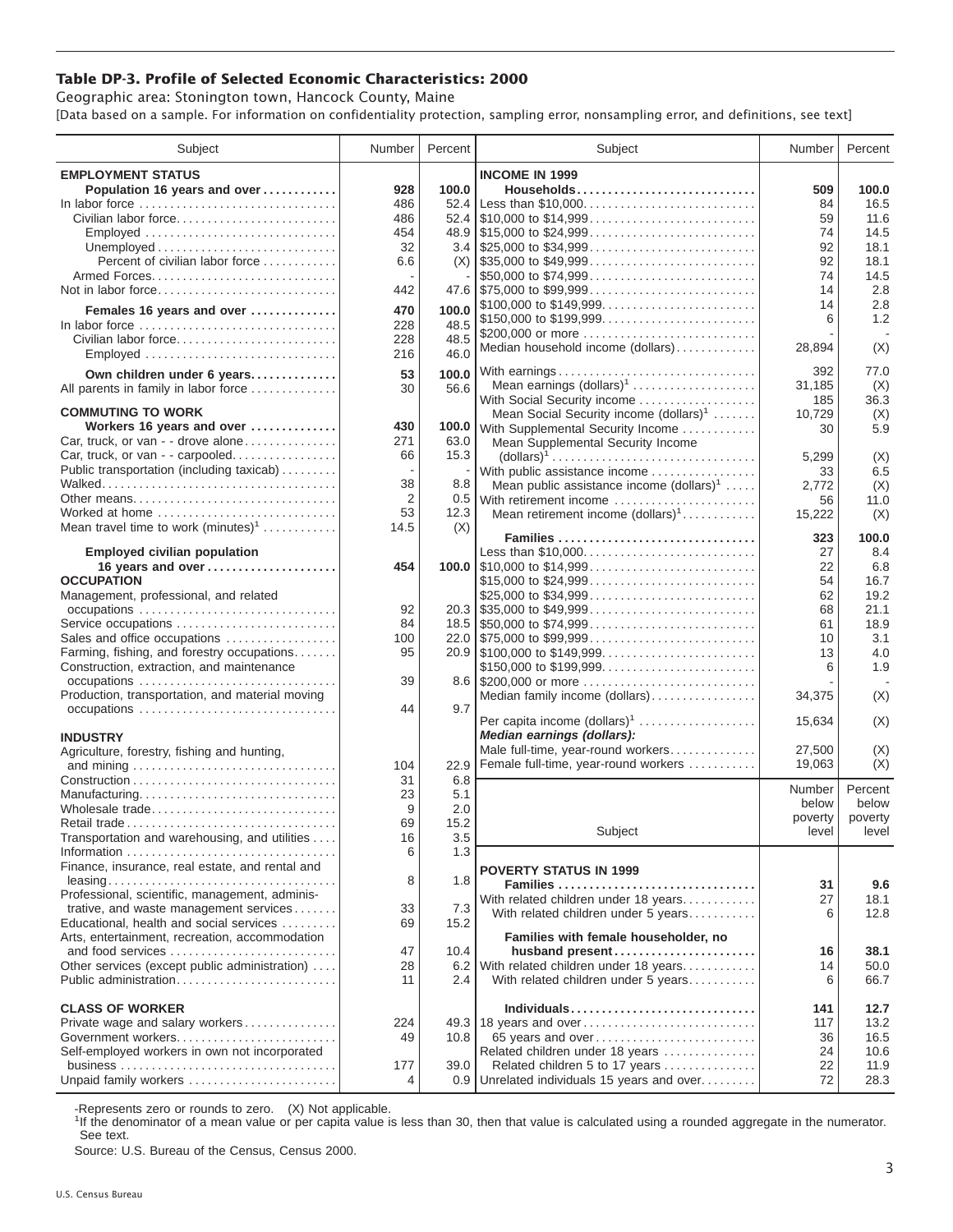## Table DP-3. Profile of Selected Economic Characteristics: 2000

Geographic area: Stonington town, Hancock County, Maine

[Data based on a sample. For information on confidentiality protection, sampling error, nonsampling error, and definitions, see text]

| Subject | Number | Percent |
|---|---|---|
| **EMPLOYMENT STATUS** | | |
| **Population 16 years and over** | **928** | **100.0** |
| In labor force | 486 | 52.4 |
| Civilian labor force | 486 | 52.4 |
| Employed | 454 | 48.9 |
| Unemployed | 32 | 3.4 |
| Percent of civilian labor force | 6.6 | (X) |
| Armed Forces | - | - |
| Not in labor force | 442 | 47.6 |
| **Females 16 years and over** | **470** | **100.0** |
| In labor force | 228 | 48.5 |
| Civilian labor force | 228 | 48.5 |
| Employed | 216 | 46.0 |
| **Own children under 6 years** | **53** | **100.0** |
| All parents in family in labor force | 30 | 56.6 |
| **COMMUTING TO WORK** | | |
| **Workers 16 years and over** | **430** | **100.0** |
| Car, truck, or van - - drove alone | 271 | 63.0 |
| Car, truck, or van - - carpooled | 66 | 15.3 |
| Public transportation (including taxicab) | - | - |
| Walked | 38 | 8.8 |
| Other means | 2 | 0.5 |
| Worked at home | 53 | 12.3 |
| Mean travel time to work (minutes)[1] | 14.5 | (X) |
| **Employed civilian population 16 years and over** | **454** | **100.0** |
| **OCCUPATION** | | |
| Management, professional, and related occupations | 92 | 20.3 |
| Service occupations | 84 | 18.5 |
| Sales and office occupations | 100 | 22.0 |
| Farming, fishing, and forestry occupations | 95 | 20.9 |
| Construction, extraction, and maintenance occupations | 39 | 8.6 |
| Production, transportation, and material moving occupations | 44 | 9.7 |
| **INDUSTRY** | | |
| Agriculture, forestry, fishing and hunting, and mining | 104 | 22.9 |
| Construction | 31 | 6.8 |
| Manufacturing | 23 | 5.1 |
| Wholesale trade | 9 | 2.0 |
| Retail trade | 69 | 15.2 |
| Transportation and warehousing, and utilities | 16 | 3.5 |
| Information | 6 | 1.3 |
| Finance, insurance, real estate, and rental and leasing | 8 | 1.8 |
| Professional, scientific, management, administrative, and waste management services | 33 | 7.3 |
| Educational, health and social services | 69 | 15.2 |
| Arts, entertainment, recreation, accommodation and food services | 47 | 10.4 |
| Other services (except public administration) | 28 | 6.2 |
| Public administration | 11 | 2.4 |
| **CLASS OF WORKER** | | |
| Private wage and salary workers | 224 | 49.3 |
| Government workers | 49 | 10.8 |
| Self-employed workers in own not incorporated business | 177 | 39.0 |
| Unpaid family workers | 4 | 0.9 |

| Subject | Number | Percent |
|---|---|---|
| **INCOME IN 1999** | | |
| **Households** | **509** | **100.0** |
| Less than $10,000 | 84 | 16.5 |
| $10,000 to $14,999 | 59 | 11.6 |
| $15,000 to $24,999 | 74 | 14.5 |
| $25,000 to $34,999 | 92 | 18.1 |
| $35,000 to $49,999 | 92 | 18.1 |
| $50,000 to $74,999 | 74 | 14.5 |
| $75,000 to $99,999 | 14 | 2.8 |
| $100,000 to $149,999 | 14 | 2.8 |
| $150,000 to $199,999 | 6 | 1.2 |
| $200,000 or more | - | - |
| Median household income (dollars) | 28,894 | (X) |
| With earnings | 392 | 77.0 |
| Mean earnings (dollars)[1] | 31,185 | (X) |
| With Social Security income | 185 | 36.3 |
| Mean Social Security income (dollars)[1] | 10,729 | (X) |
| With Supplemental Security Income | 30 | 5.9 |
| Mean Supplemental Security Income (dollars)[1] | 5,299 | (X) |
| With public assistance income | 33 | 6.5 |
| Mean public assistance income (dollars)[1] | 2,772 | (X) |
| With retirement income | 56 | 11.0 |
| Mean retirement income (dollars)[1] | 15,222 | (X) |
| **Families** | **323** | **100.0** |
| Less than $10,000 | 27 | 8.4 |
| $10,000 to $14,999 | 22 | 6.8 |
| $15,000 to $24,999 | 54 | 16.7 |
| $25,000 to $34,999 | 62 | 19.2 |
| $35,000 to $49,999 | 68 | 21.1 |
| $50,000 to $74,999 | 61 | 18.9 |
| $75,000 to $99,999 | 10 | 3.1 |
| $100,000 to $149,999 | 13 | 4.0 |
| $150,000 to $199,999 | 6 | 1.9 |
| $200,000 or more | - | - |
| Median family income (dollars) | 34,375 | (X) |
| Per capita income (dollars)[1] | 15,634 | (X) |
| ***Median earnings (dollars):*** | | |
| Male full-time, year-round workers | 27,500 | (X) |
| Female full-time, year-round workers | 19,063 | (X) |

| Subject | Number below poverty level | Percent below poverty level |
|---|---|---|
| **POVERTY STATUS IN 1999** | | |
| **Families** | **31** | **9.6** |
| With related children under 18 years | 27 | 18.1 |
| With related children under 5 years | 6 | 12.8 |
| **Families with female householder, no husband present** | **16** | **38.1** |
| With related children under 18 years | 14 | 50.0 |
| With related children under 5 years | 6 | 66.7 |
| **Individuals** | **141** | **12.7** |
| 18 years and over | 117 | 13.2 |
| 65 years and over | 36 | 16.5 |
| Related children under 18 years | 24 | 10.6 |
| Related children 5 to 17 years | 22 | 11.9 |
| Unrelated individuals 15 years and over | 72 | 28.3 |

-Represents zero or rounds to zero. (X) Not applicable.

[1]If the denominator of a mean value or per capita value is less than 30, then that value is calculated using a rounded aggregate in the numerator. See text.

Source: U.S. Bureau of the Census, Census 2000.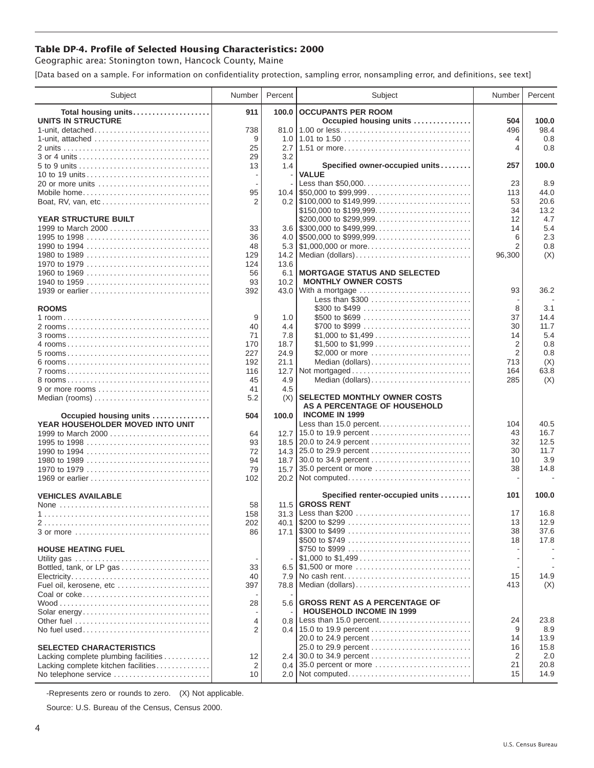## Table DP-4. Profile of Selected Housing Characteristics: 2000

Geographic area: Stonington town, Hancock County, Maine

[Data based on a sample. For information on confidentiality protection, sampling error, nonsampling error, and definitions, see text]

| Subject | Number | Percent | Subject | Number | Percent |
|---|---|---|---|---|---|
| **Total housing units** | **911** | **100.0** | **OCCUPANTS PER ROOM** | | |
| **UNITS IN STRUCTURE** | | | **Occupied housing units** | **504** | **100.0** |
| 1-unit, detached | 738 | 81.0 | 1.00 or less | 496 | 98.4 |
| 1-unit, attached | 9 | 1.0 | 1.01 to 1.50 | 4 | 0.8 |
| 2 units | 25 | 2.7 | 1.51 or more | 4 | 0.8 |
| 3 or 4 units | 29 | 3.2 | | | |
| 5 to 9 units | 13 | 1.4 | **Specified owner-occupied units** | **257** | **100.0** |
| 10 to 19 units | - | - | **VALUE** | | |
| 20 or more units | - | - | Less than $50,000 | 23 | 8.9 |
| Mobile home | 95 | 10.4 | $50,000 to $99,999 | 113 | 44.0 |
| Boat, RV, van, etc | 2 | 0.2 | $100,000 to $149,999 | 53 | 20.6 |
| | | | $150,000 to $199,999 | 34 | 13.2 |
| **YEAR STRUCTURE BUILT** | | | $200,000 to $299,999 | 12 | 4.7 |
| 1999 to March 2000 | 33 | 3.6 | $300,000 to $499,999 | 14 | 5.4 |
| 1995 to 1998 | 36 | 4.0 | $500,000 to $999,999 | 6 | 2.3 |
| 1990 to 1994 | 48 | 5.3 | $1,000,000 or more | 2 | 0.8 |
| 1980 to 1989 | 129 | 14.2 | Median (dollars) | 96,300 | (X) |
| 1970 to 1979 | 124 | 13.6 | | | |
| 1960 to 1969 | 56 | 6.1 | **MORTGAGE STATUS AND SELECTED** | | |
| 1940 to 1959 | 93 | 10.2 | **MONTHLY OWNER COSTS** | | |
| 1939 or earlier | 392 | 43.0 | With a mortgage | 93 | 36.2 |
| | | | Less than $300 | - | - |
| **ROOMS** | | | $300 to $499 | 8 | 3.1 |
| 1 room | 9 | 1.0 | $500 to $699 | 37 | 14.4 |
| 2 rooms | 40 | 4.4 | $700 to $999 | 30 | 11.7 |
| 3 rooms | 71 | 7.8 | $1,000 to $1,499 | 14 | 5.4 |
| 4 rooms | 170 | 18.7 | $1,500 to $1,999 | 2 | 0.8 |
| 5 rooms | 227 | 24.9 | $2,000 or more | 2 | 0.8 |
| 6 rooms | 192 | 21.1 | Median (dollars) | 713 | (X) |
| 7 rooms | 116 | 12.7 | Not mortgaged | 164 | 63.8 |
| 8 rooms | 45 | 4.9 | Median (dollars) | 285 | (X) |
| 9 or more rooms | 41 | 4.5 | | | |
| Median (rooms) | 5.2 | (X) | **SELECTED MONTHLY OWNER COSTS AS A PERCENTAGE OF HOUSEHOLD** | | |
| **Occupied housing units** | **504** | **100.0** | **INCOME IN 1999** | | |
| **YEAR HOUSEHOLDER MOVED INTO UNIT** | | | Less than 15.0 percent | 104 | 40.5 |
| 1999 to March 2000 | 64 | 12.7 | 15.0 to 19.9 percent | 43 | 16.7 |
| 1995 to 1998 | 93 | 18.5 | 20.0 to 24.9 percent | 32 | 12.5 |
| 1990 to 1994 | 72 | 14.3 | 25.0 to 29.9 percent | 30 | 11.7 |
| 1980 to 1989 | 94 | 18.7 | 30.0 to 34.9 percent | 10 | 3.9 |
| 1970 to 1979 | 79 | 15.7 | 35.0 percent or more | 38 | 14.8 |
| 1969 or earlier | 102 | 20.2 | Not computed | - | - |
| | | | | | |
| **VEHICLES AVAILABLE** | | | **Specified renter-occupied units** | **101** | **100.0** |
| None | 58 | 11.5 | **GROSS RENT** | | |
| 1 | 158 | 31.3 | Less than $200 | 17 | 16.8 |
| 2 | 202 | 40.1 | $200 to $299 | 13 | 12.9 |
| 3 or more | 86 | 17.1 | $300 to $499 | 38 | 37.6 |
| | | | $500 to $749 | 18 | 17.8 |
| **HOUSE HEATING FUEL** | | | $750 to $999 | - | - |
| Utility gas | - | - | $1,000 to $1,499 | - | - |
| Bottled, tank, or LP gas | 33 | 6.5 | $1,500 or more | - | - |
| Electricity | 40 | 7.9 | No cash rent | 15 | 14.9 |
| Fuel oil, kerosene, etc | 397 | 78.8 | Median (dollars) | 413 | (X) |
| Coal or coke | - | - | | | |
| Wood | 28 | 5.6 | **GROSS RENT AS A PERCENTAGE OF** | | |
| Solar energy | - | - | **HOUSEHOLD INCOME IN 1999** | | |
| Other fuel | 4 | 0.8 | Less than 15.0 percent | 24 | 23.8 |
| No fuel used | 2 | 0.4 | 15.0 to 19.9 percent | 9 | 8.9 |
| | | | 20.0 to 24.9 percent | 14 | 13.9 |
| **SELECTED CHARACTERISTICS** | | | 25.0 to 29.9 percent | 16 | 15.8 |
| Lacking complete plumbing facilities | 12 | 2.4 | 30.0 to 34.9 percent | 2 | 2.0 |
| Lacking complete kitchen facilities | 2 | 0.4 | 35.0 percent or more | 21 | 20.8 |
| No telephone service | 10 | 2.0 | Not computed | 15 | 14.9 |

-Represents zero or rounds to zero. (X) Not applicable.

Source: U.S. Bureau of the Census, Census 2000.